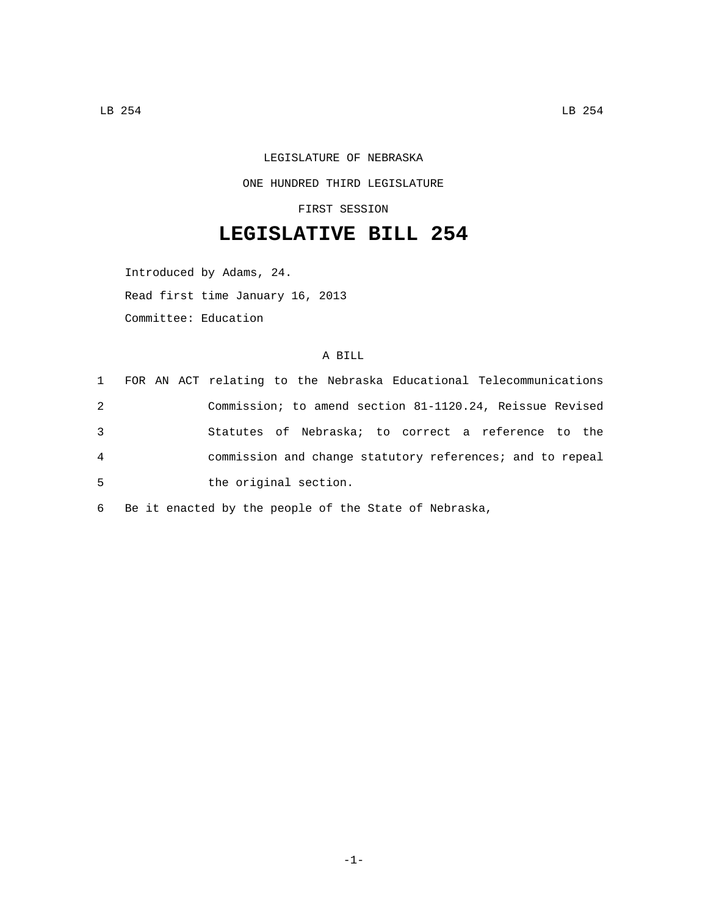LEGISLATURE OF NEBRASKA

ONE HUNDRED THIRD LEGISLATURE

FIRST SESSION

# LEGISLATIVE BILL 254

Introduced by Adams, 24.

Read first time January 16, 2013

Committee: Education

A BILL

1 FOR AN ACT relating to the Nebraska Educational Telecommunications
2 Commission; to amend section 81-1120.24, Reissue Revised
3 Statutes of Nebraska; to correct a reference to the
4 commission and change statutory references; and to repeal
5 the original section.

6 Be it enacted by the people of the State of Nebraska,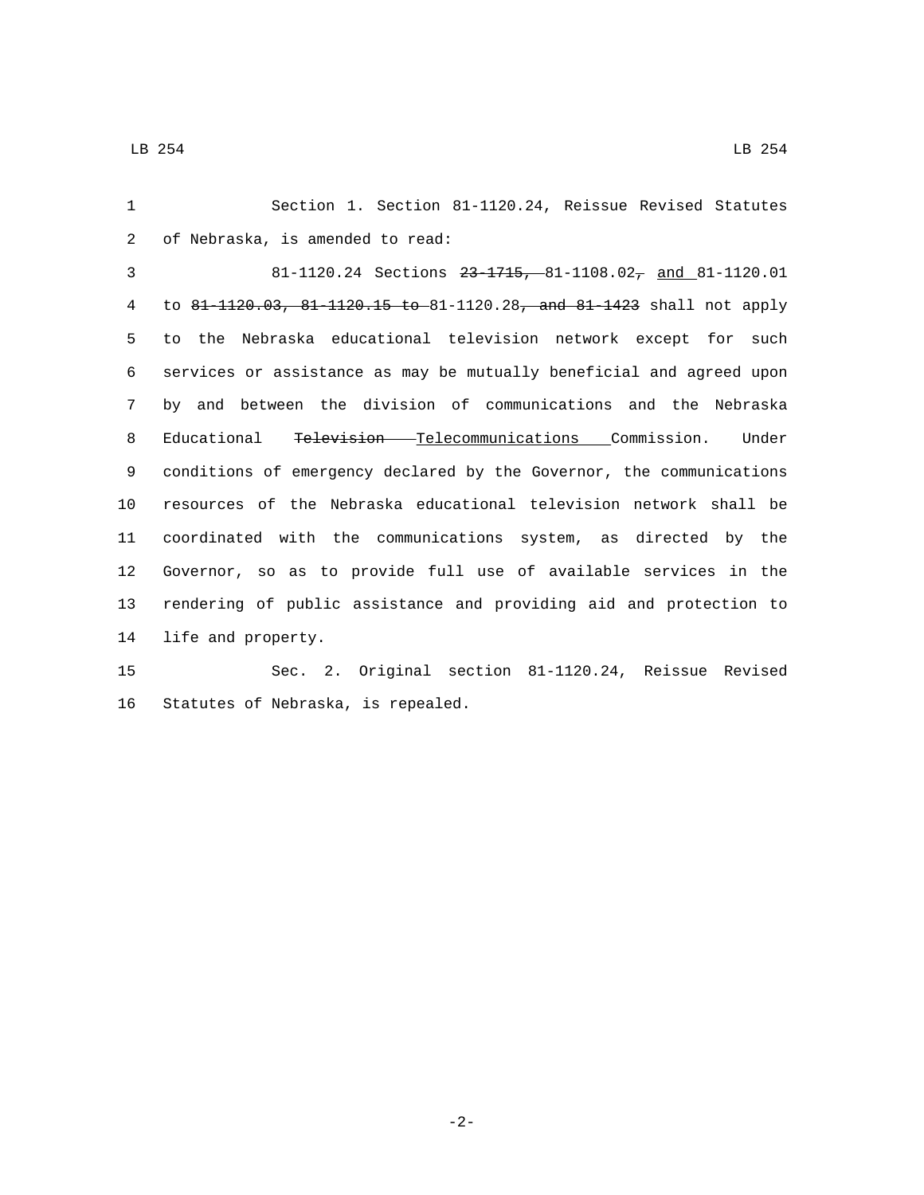Section 1. Section 81-1120.24, Reissue Revised Statutes of Nebraska, is amended to read:

81-1120.24 Sections ~~23-1715,~~ 81-1108.02~~,~~ and 81-1120.01 to ~~81-1120.03, 81-1120.15 to~~ 81-1120.28~~, and 81-1423~~ shall not apply to the Nebraska educational television network except for such services or assistance as may be mutually beneficial and agreed upon by and between the division of communications and the Nebraska Educational ~~Television~~ Telecommunications Commission. Under conditions of emergency declared by the Governor, the communications resources of the Nebraska educational television network shall be coordinated with the communications system, as directed by the Governor, so as to provide full use of available services in the rendering of public assistance and providing aid and protection to life and property.

Sec. 2. Original section 81-1120.24, Reissue Revised Statutes of Nebraska, is repealed.